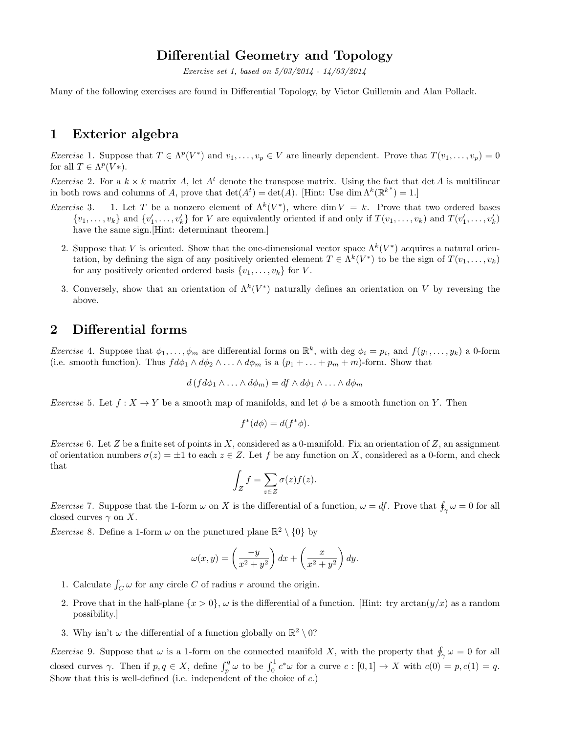# Differential Geometry and Topology

*Exercise set 1, based on 5/03/2014 - 14/03/2014*

Many of the following exercises are found in Differential Topology, by Victor Guillemin and Alan Pollack.

## 1 Exterior algebra

*Exercise* 1. Suppose that $T \in \Lambda^p(V^*)$ and $v_1, \ldots, v_p \in V$ are linearly dependent. Prove that $T(v_1, \ldots, v_p) = 0$ for all $T \in \Lambda^p(V*)$.

*Exercise* 2. For a $k \times k$ matrix $A$, let $A^t$ denote the transpose matrix. Using the fact that $\det A$ is multilinear in both rows and columns of $A$, prove that $\det(A^t) = \det(A)$. [Hint: Use $\dim \Lambda^k(\mathbb{R}^{k^*}) = 1$.]

*Exercise* 3.

1. Let $T$ be a nonzero element of $\Lambda^k(V^*)$, where $\dim V = k$. Prove that two ordered bases $\{v_1, \ldots, v_k\}$ and $\{v'_1, \ldots, v'_k\}$ for $V$ are equivalently oriented if and only if $T(v_1, \ldots, v_k)$ and $T(v'_1, \ldots, v'_k)$ have the same sign.[Hint: determinant theorem.]
2. Suppose that $V$ is oriented. Show that the one-dimensional vector space $\Lambda^k(V^*)$ acquires a natural orientation, by defining the sign of any positively oriented element $T \in \Lambda^k(V^*)$ to be the sign of $T(v_1, \ldots, v_k)$ for any positively oriented ordered basis $\{v_1, \ldots, v_k\}$ for $V$.
3. Conversely, show that an orientation of $\Lambda^k(V^*)$ naturally defines an orientation on $V$ by reversing the above.

## 2 Differential forms

*Exercise* 4. Suppose that $\phi_1, \ldots, \phi_m$ are differential forms on $\mathbb{R}^k$, with $\deg \phi_i = p_i$, and $f(y_1, \ldots, y_k)$ a 0-form (i.e. smooth function). Thus $f d\phi_1 \wedge d\phi_2 \wedge \ldots \wedge d\phi_m$ is a $(p_1 + \ldots + p_m + m)$-form. Show that

$$d\left(f d\phi_1 \wedge \ldots \wedge d\phi_m\right) = df \wedge d\phi_1 \wedge \ldots \wedge d\phi_m$$

*Exercise* 5. Let $f : X \to Y$ be a smooth map of manifolds, and let $\phi$ be a smooth function on $Y$. Then

$$f^*(d\phi) = d(f^*\phi).$$

*Exercise* 6. Let $Z$ be a finite set of points in $X$, considered as a 0-manifold. Fix an orientation of $Z$, an assignment of orientation numbers $\sigma(z) = \pm 1$ to each $z \in Z$. Let $f$ be any function on $X$, considered as a 0-form, and check that

$$\int_Z f = \sum_{z \in Z} \sigma(z) f(z).$$

*Exercise* 7. Suppose that the 1-form $\omega$ on $X$ is the differential of a function, $\omega = df$. Prove that $\oint_\gamma \omega = 0$ for all closed curves $\gamma$ on $X$.

*Exercise* 8. Define a 1-form $\omega$ on the punctured plane $\mathbb{R}^2 \setminus \{0\}$ by

$$\omega(x, y) = \left(\frac{-y}{x^2 + y^2}\right) dx + \left(\frac{x}{x^2 + y^2}\right) dy.$$

1. Calculate $\int_C \omega$ for any circle $C$ of radius $r$ around the origin.
2. Prove that in the half-plane $\{x > 0\}$, $\omega$ is the differential of a function. [Hint: try $\arctan(y/x)$ as a random possibility.]
3. Why isn't $\omega$ the differential of a function globally on $\mathbb{R}^2 \setminus 0$?

*Exercise* 9. Suppose that $\omega$ is a 1-form on the connected manifold $X$, with the property that $\oint_\gamma \omega = 0$ for all closed curves $\gamma$. Then if $p, q \in X$, define $\int_p^q \omega$ to be $\int_0^1 c^*\omega$ for a curve $c : [0, 1] \to X$ with $c(0) = p, c(1) = q$. Show that this is well-defined (i.e. independent of the choice of $c$.)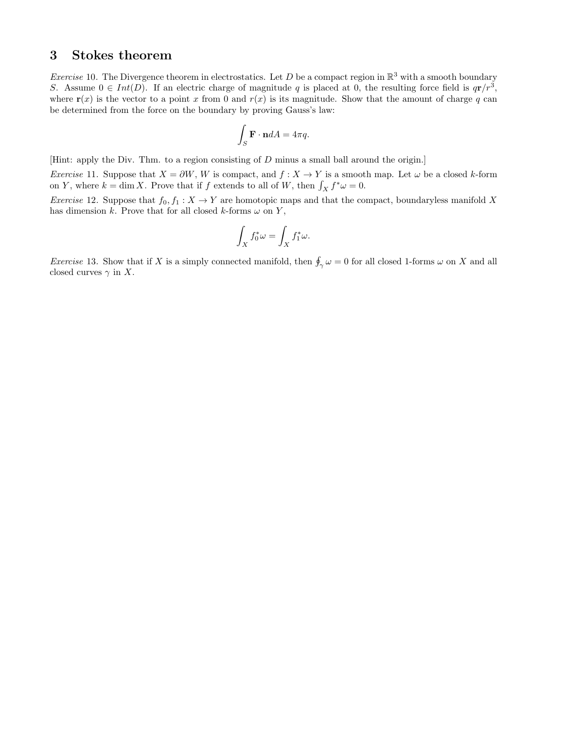## 3 Stokes theorem

*Exercise* 10. The Divergence theorem in electrostatics. Let $D$ be a compact region in $\mathbb{R}^3$ with a smooth boundary $S$. Assume $0 \in Int(D)$. If an electric charge of magnitude $q$ is placed at 0, the resulting force field is $q\mathbf{r}/r^3$, where $\mathbf{r}(x)$ is the vector to a point $x$ from 0 and $r(x)$ is its magnitude. Show that the amount of charge $q$ can be determined from the force on the boundary by proving Gauss's law:

$$\int_S \mathbf{F} \cdot \mathbf{n} dA = 4\pi q.$$

[Hint: apply the Div. Thm. to a region consisting of $D$ minus a small ball around the origin.]

*Exercise* 11. Suppose that $X = \partial W$, $W$ is compact, and $f : X \to Y$ is a smooth map. Let $\omega$ be a closed $k$-form on $Y$, where $k = \dim X$. Prove that if $f$ extends to all of $W$, then $\int_X f^*\omega = 0$.

*Exercise* 12. Suppose that $f_0, f_1 : X \to Y$ are homotopic maps and that the compact, boundaryless manifold $X$ has dimension $k$. Prove that for all closed $k$-forms $\omega$ on $Y$,

$$\int_X f_0^*\omega = \int_X f_1^*\omega.$$

*Exercise* 13. Show that if $X$ is a simply connected manifold, then $\oint_\gamma \omega = 0$ for all closed 1-forms $\omega$ on $X$ and all closed curves $\gamma$ in $X$.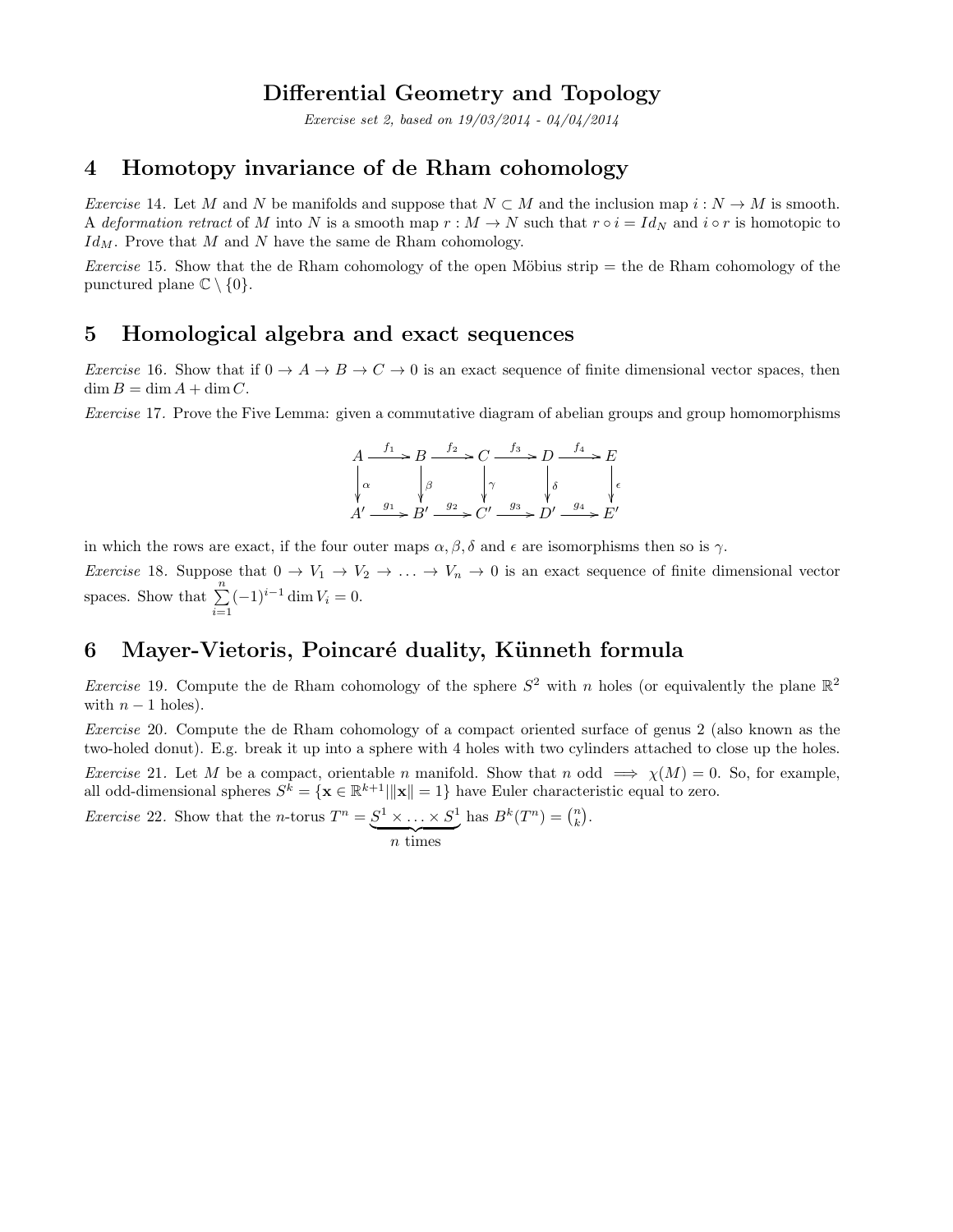# Differential Geometry and Topology

*Exercise set 2, based on 19/03/2014 - 04/04/2014*

## 4 Homotopy invariance of de Rham cohomology

*Exercise* 14. Let $M$ and $N$ be manifolds and suppose that $N \subset M$ and the inclusion map $i : N \to M$ is smooth. A *deformation retract* of $M$ into $N$ is a smooth map $r : M \to N$ such that $r \circ i = Id_N$ and $i \circ r$ is homotopic to $Id_M$. Prove that $M$ and $N$ have the same de Rham cohomology.

*Exercise* 15. Show that the de Rham cohomology of the open Möbius strip = the de Rham cohomology of the punctured plane $\mathbb{C} \setminus \{0\}$.

## 5 Homological algebra and exact sequences

*Exercise* 16. Show that if $0 \to A \to B \to C \to 0$ is an exact sequence of finite dimensional vector spaces, then $\dim B = \dim A + \dim C$.

*Exercise* 17. Prove the Five Lemma: given a commutative diagram of abelian groups and group homomorphisms

$$\begin{array}{ccccccccc} A & \xrightarrow{f_1} & B & \xrightarrow{f_2} & C & \xrightarrow{f_3} & D & \xrightarrow{f_4} & E \\ \downarrow{\scriptstyle\alpha} & & \downarrow{\scriptstyle\beta} & & \downarrow{\scriptstyle\gamma} & & \downarrow{\scriptstyle\delta} & & \downarrow{\scriptstyle\epsilon} \\ A' & \xrightarrow{g_1} & B' & \xrightarrow{g_2} & C' & \xrightarrow{g_3} & D' & \xrightarrow{g_4} & E' \end{array}$$

in which the rows are exact, if the four outer maps $\alpha, \beta, \delta$ and $\epsilon$ are isomorphisms then so is $\gamma$.

*Exercise* 18. Suppose that $0 \to V_1 \to V_2 \to \ldots \to V_n \to 0$ is an exact sequence of finite dimensional vector spaces. Show that $\sum_{i=1}^{n} (-1)^{i-1} \dim V_i = 0$.

## 6 Mayer-Vietoris, Poincaré duality, Künneth formula

*Exercise* 19. Compute the de Rham cohomology of the sphere $S^2$ with $n$ holes (or equivalently the plane $\mathbb{R}^2$ with $n-1$ holes).

*Exercise* 20. Compute the de Rham cohomology of a compact oriented surface of genus 2 (also known as the two-holed donut). E.g. break it up into a sphere with 4 holes with two cylinders attached to close up the holes.

*Exercise* 21. Let $M$ be a compact, orientable $n$ manifold. Show that $n$ odd $\implies$ $\chi(M) = 0$. So, for example, all odd-dimensional spheres $S^k = \{\mathbf{x} \in \mathbb{R}^{k+1} | \|\mathbf{x}\| = 1\}$ have Euler characteristic equal to zero.

*Exercise* 22. Show that the $n$-torus $T^n = \underbrace{S^1 \times \ldots \times S^1}_{n \text{ times}}$ has $B^k(T^n) = \binom{n}{k}$.